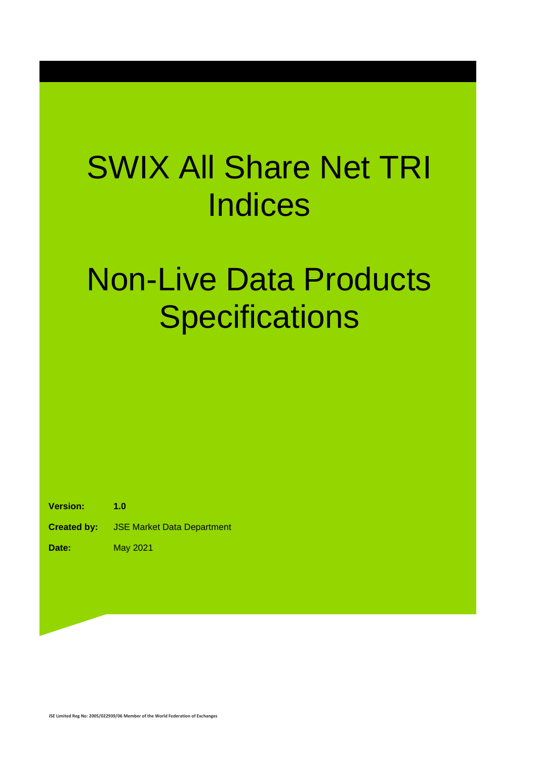# SWIX All Share Net TRI Indices

# Non-Live Data Products Specifications

**Version:** **1.0**

**Created by:** JSE Market Data Department

**Date:** May 2021

JSE Limited Reg No: 2005/022939/06 Member of the World Federation of Exchanges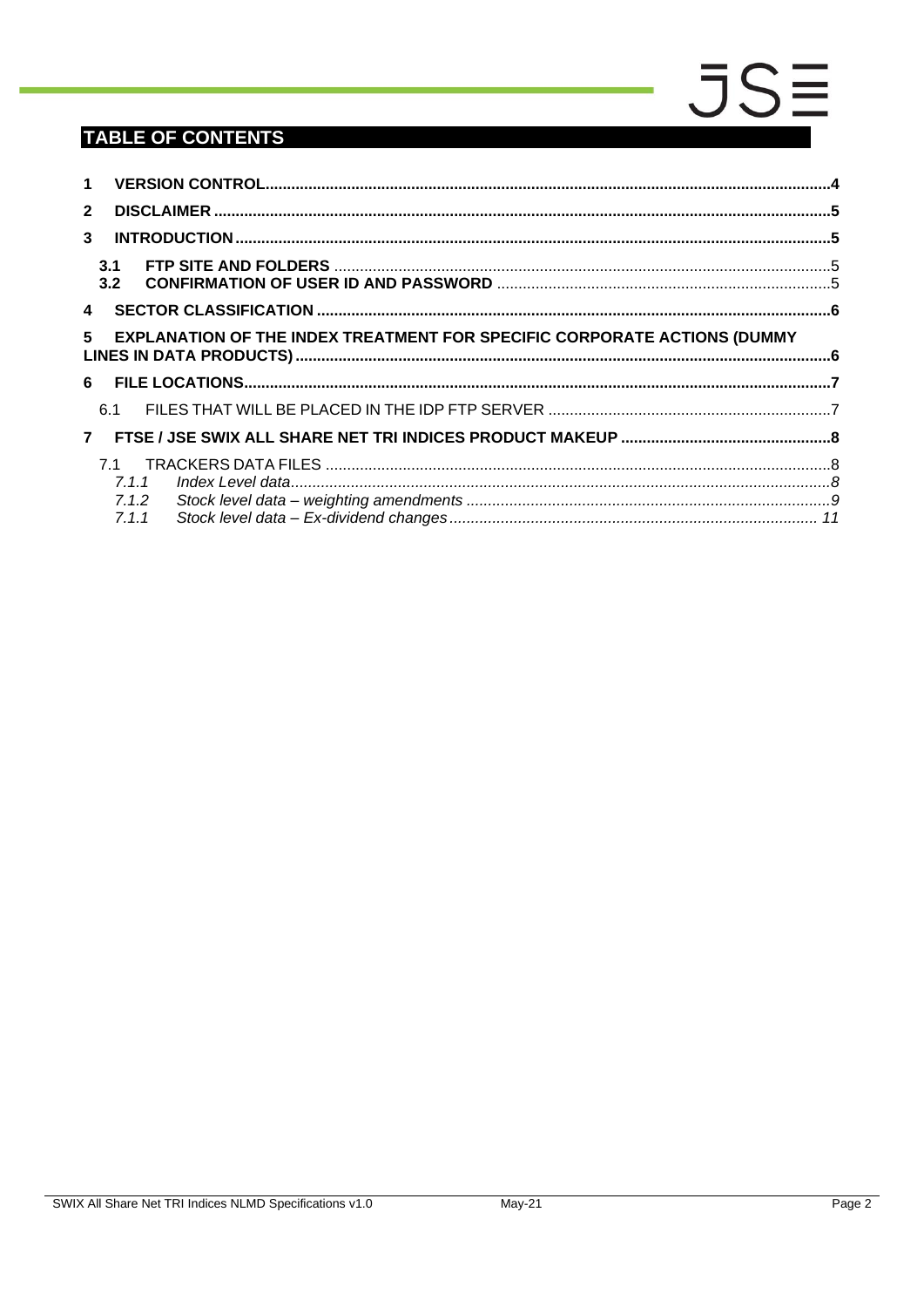# TABLE OF CONTENTS

**1 VERSION CONTROL** .....4

**2 DISCLAIMER** .....5

**3 INTRODUCTION** .....5

- **3.1 FTP SITE AND FOLDERS** .....5
- **3.2 CONFIRMATION OF USER ID AND PASSWORD** .....5

**4 SECTOR CLASSIFICATION** .....6

**5 EXPLANATION OF THE INDEX TREATMENT FOR SPECIFIC CORPORATE ACTIONS (DUMMY LINES IN DATA PRODUCTS)** .....6

**6 FILE LOCATIONS** .....7

- 6.1 FILES THAT WILL BE PLACED IN THE IDP FTP SERVER .....7

**7 FTSE / JSE SWIX ALL SHARE NET TRI INDICES PRODUCT MAKEUP** .....8

- 7.1 TRACKERS DATA FILES .....8
  - *7.1.1 Index Level data* .....*8*
  - *7.1.2 Stock level data – weighting amendments* .....*9*
  - *7.1.1 Stock level data – Ex-dividend changes* .....*11*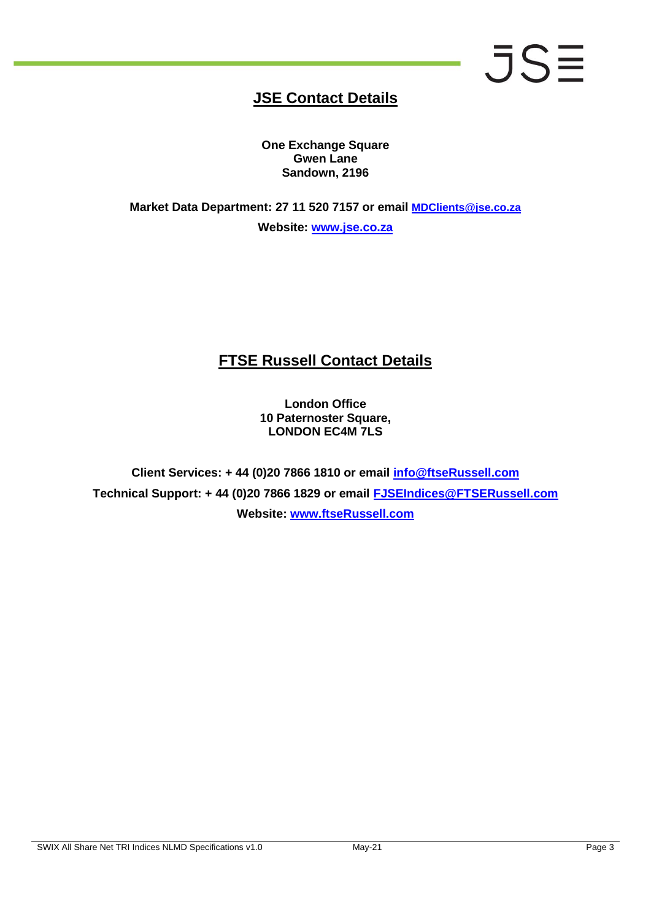## JSE Contact Details

**One Exchange Square**
**Gwen Lane**
**Sandown, 2196**

**Market Data Department: 27 11 520 7157 or email [MDClients@jse.co.za](mailto:MDClients@jse.co.za)**

**Website: [www.jse.co.za](http://www.jse.co.za)**

## FTSE Russell Contact Details

**London Office**
**10 Paternoster Square,**
**LONDON EC4M 7LS**

**Client Services: + 44 (0)20 7866 1810 or email [info@ftseRussell.com](mailto:info@ftseRussell.com)**

**Technical Support: + 44 (0)20 7866 1829 or email [FJSEIndices@FTSERussell.com](mailto:FJSEIndices@FTSERussell.com)**

**Website: [www.ftseRussell.com](http://www.ftseRussell.com)**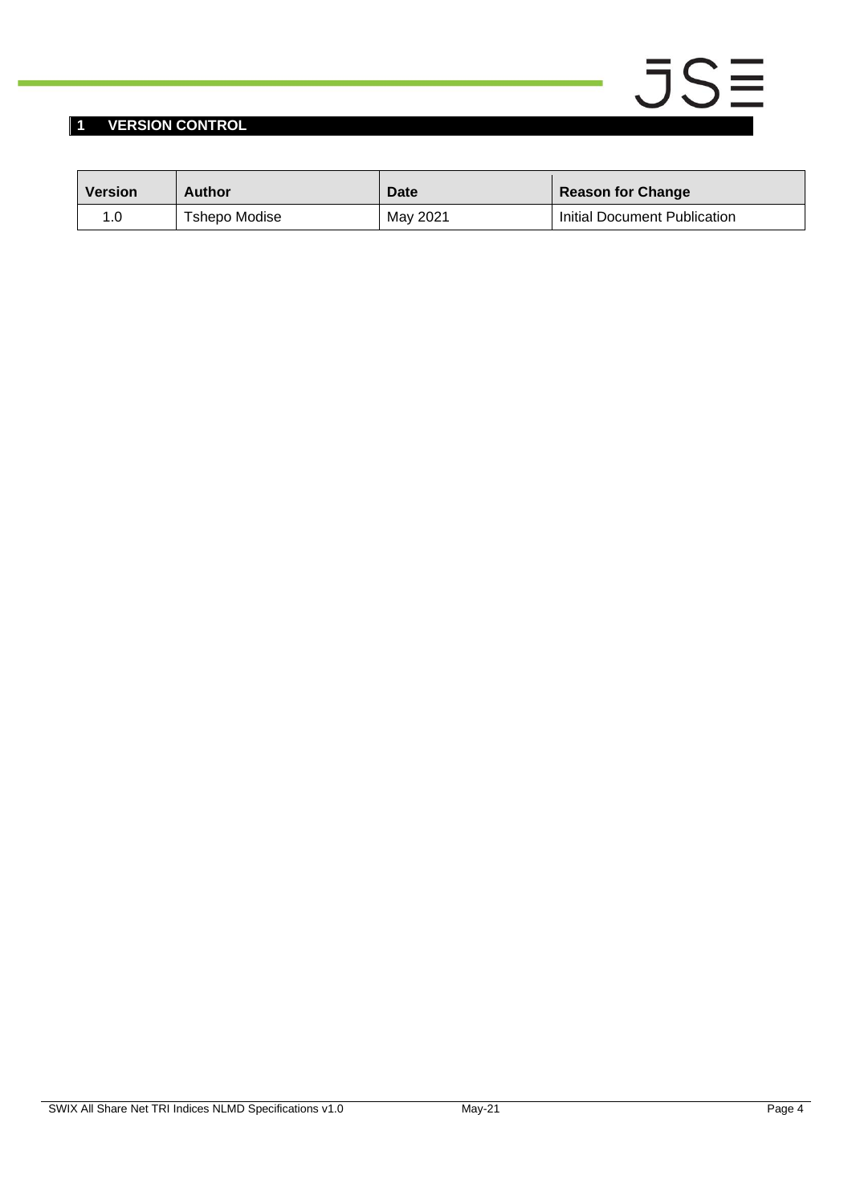# 1 VERSION CONTROL

| Version | Author | Date | Reason for Change |
|---|---|---|---|
| 1.0 | Tshepo Modise | May 2021 | Initial Document Publication |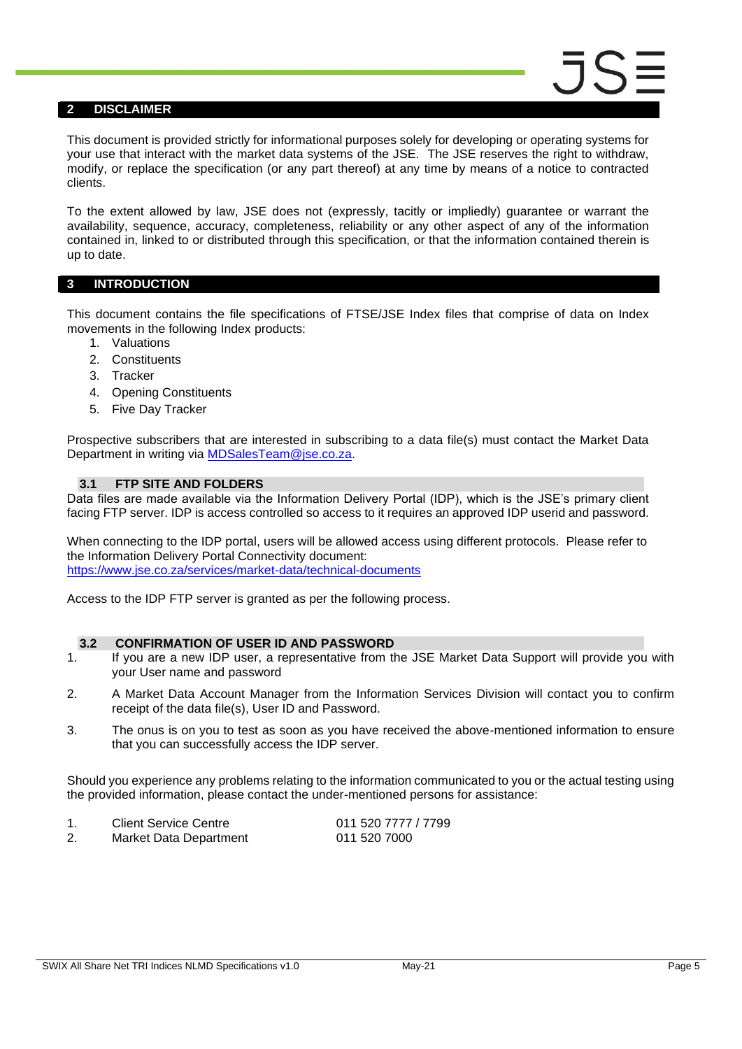## 2 DISCLAIMER

This document is provided strictly for informational purposes solely for developing or operating systems for your use that interact with the market data systems of the JSE. The JSE reserves the right to withdraw, modify, or replace the specification (or any part thereof) at any time by means of a notice to contracted clients.

To the extent allowed by law, JSE does not (expressly, tacitly or impliedly) guarantee or warrant the availability, sequence, accuracy, completeness, reliability or any other aspect of any of the information contained in, linked to or distributed through this specification, or that the information contained therein is up to date.

## 3 INTRODUCTION

This document contains the file specifications of FTSE/JSE Index files that comprise of data on Index movements in the following Index products:

1. Valuations
2. Constituents
3. Tracker
4. Opening Constituents
5. Five Day Tracker

Prospective subscribers that are interested in subscribing to a data file(s) must contact the Market Data Department in writing via [MDSalesTeam@jse.co.za](mailto:MDSalesTeam@jse.co.za).

### 3.1 FTP SITE AND FOLDERS

Data files are made available via the Information Delivery Portal (IDP), which is the JSE's primary client facing FTP server. IDP is access controlled so access to it requires an approved IDP userid and password.

When connecting to the IDP portal, users will be allowed access using different protocols. Please refer to the Information Delivery Portal Connectivity document:
[https://www.jse.co.za/services/market-data/technical-documents](https://www.jse.co.za/services/market-data/technical-documents)

Access to the IDP FTP server is granted as per the following process.

### 3.2 CONFIRMATION OF USER ID AND PASSWORD

1. If you are a new IDP user, a representative from the JSE Market Data Support will provide you with your User name and password
2. A Market Data Account Manager from the Information Services Division will contact you to confirm receipt of the data file(s), User ID and Password.
3. The onus is on you to test as soon as you have received the above-mentioned information to ensure that you can successfully access the IDP server.

Should you experience any problems relating to the information communicated to you or the actual testing using the provided information, please contact the under-mentioned persons for assistance:

| | | |
|---|---|---|
| 1. | Client Service Centre | 011 520 7777 / 7799 |
| 2. | Market Data Department | 011 520 7000 |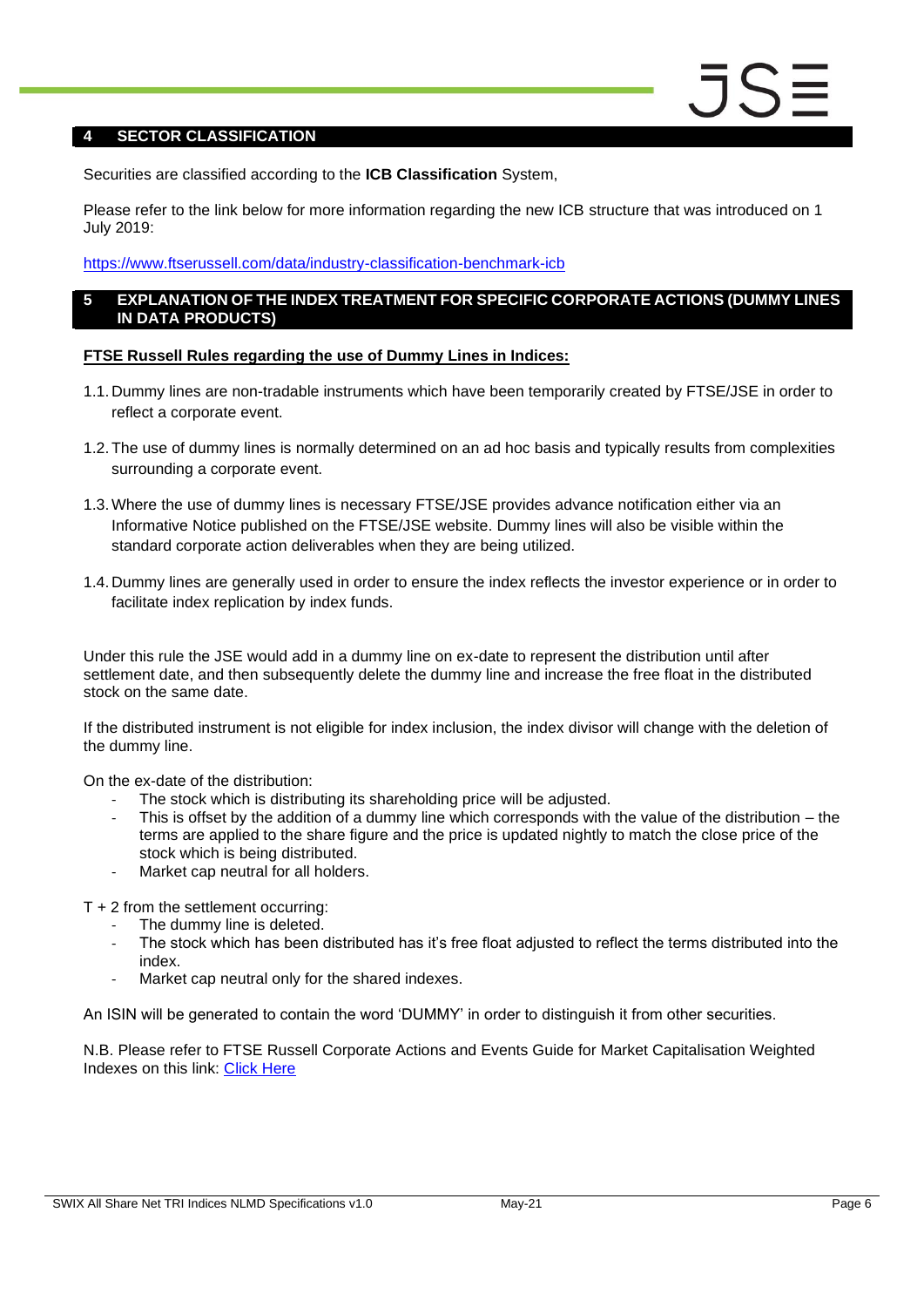## 4 SECTOR CLASSIFICATION

Securities are classified according to the **ICB Classification** System,

Please refer to the link below for more information regarding the new ICB structure that was introduced on 1 July 2019:

https://www.ftserussell.com/data/industry-classification-benchmark-icb

## 5 EXPLANATION OF THE INDEX TREATMENT FOR SPECIFIC CORPORATE ACTIONS (DUMMY LINES IN DATA PRODUCTS)

**FTSE Russell Rules regarding the use of Dummy Lines in Indices:**

1.1. Dummy lines are non-tradable instruments which have been temporarily created by FTSE/JSE in order to reflect a corporate event.

1.2. The use of dummy lines is normally determined on an ad hoc basis and typically results from complexities surrounding a corporate event.

1.3. Where the use of dummy lines is necessary FTSE/JSE provides advance notification either via an Informative Notice published on the FTSE/JSE website. Dummy lines will also be visible within the standard corporate action deliverables when they are being utilized.

1.4. Dummy lines are generally used in order to ensure the index reflects the investor experience or in order to facilitate index replication by index funds.

Under this rule the JSE would add in a dummy line on ex-date to represent the distribution until after settlement date, and then subsequently delete the dummy line and increase the free float in the distributed stock on the same date.

If the distributed instrument is not eligible for index inclusion, the index divisor will change with the deletion of the dummy line.

On the ex-date of the distribution:

- The stock which is distributing its shareholding price will be adjusted.
- This is offset by the addition of a dummy line which corresponds with the value of the distribution – the terms are applied to the share figure and the price is updated nightly to match the close price of the stock which is being distributed.
- Market cap neutral for all holders.

T + 2 from the settlement occurring:

- The dummy line is deleted.
- The stock which has been distributed has it's free float adjusted to reflect the terms distributed into the index.
- Market cap neutral only for the shared indexes.

An ISIN will be generated to contain the word 'DUMMY' in order to distinguish it from other securities.

N.B. Please refer to FTSE Russell Corporate Actions and Events Guide for Market Capitalisation Weighted Indexes on this link: Click Here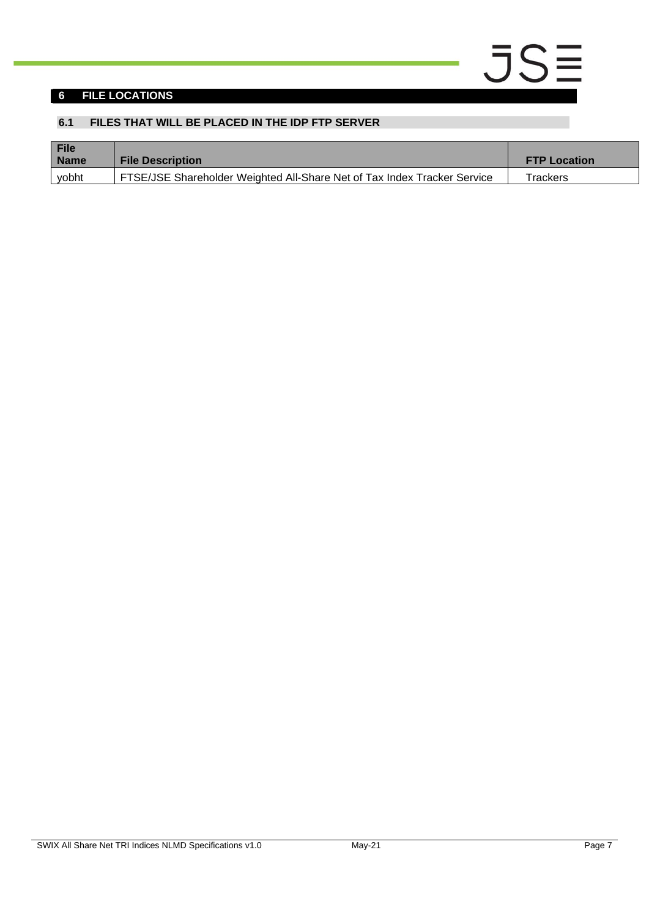# 6 FILE LOCATIONS

## 6.1 FILES THAT WILL BE PLACED IN THE IDP FTP SERVER

| File Name | File Description | FTP Location |
|---|---|---|
| yobht | FTSE/JSE Shareholder Weighted All-Share Net of Tax Index Tracker Service | Trackers |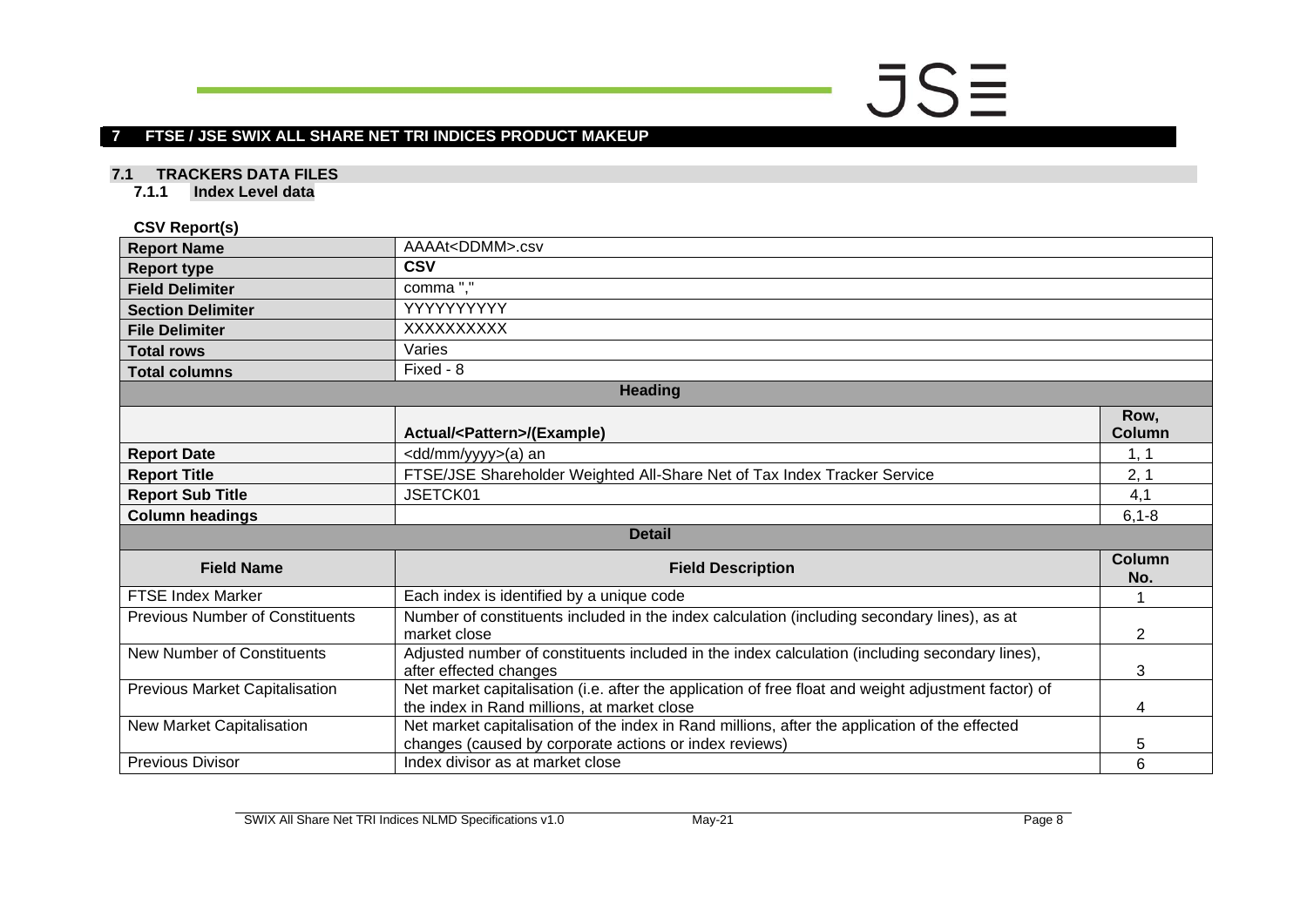# 7 FTSE / JSE SWIX ALL SHARE NET TRI INDICES PRODUCT MAKEUP

## 7.1 TRACKERS DATA FILES

### 7.1.1 Index Level data

**CSV Report(s)**

| **Report Name** | AAAAt<DDMM>.csv | |
|---|---|---|
| **Report type** | **CSV** | |
| **Field Delimiter** | comma "," | |
| **Section Delimiter** | YYYYYYYYYY | |
| **File Delimiter** | XXXXXXXXXX | |
| **Total rows** | Varies | |
| **Total columns** | Fixed - 8 | |
| **Heading** | | |
| | **Actual/<Pattern>/(Example)** | **Row, Column** |
| **Report Date** | <dd/mm/yyyy>(a) an | 1, 1 |
| **Report Title** | FTSE/JSE Shareholder Weighted All-Share Net of Tax Index Tracker Service | 2, 1 |
| **Report Sub Title** | JSETCK01 | 4,1 |
| **Column headings** | | 6,1-8 |
| **Detail** | | |
| **Field Name** | **Field Description** | **Column No.** |
| FTSE Index Marker | Each index is identified by a unique code | 1 |
| Previous Number of Constituents | Number of constituents included in the index calculation (including secondary lines), as at market close | 2 |
| New Number of Constituents | Adjusted number of constituents included in the index calculation (including secondary lines), after effected changes | 3 |
| Previous Market Capitalisation | Net market capitalisation (i.e. after the application of free float and weight adjustment factor) of the index in Rand millions, at market close | 4 |
| New Market Capitalisation | Net market capitalisation of the index in Rand millions, after the application of the effected changes (caused by corporate actions or index reviews) | 5 |
| Previous Divisor | Index divisor as at market close | 6 |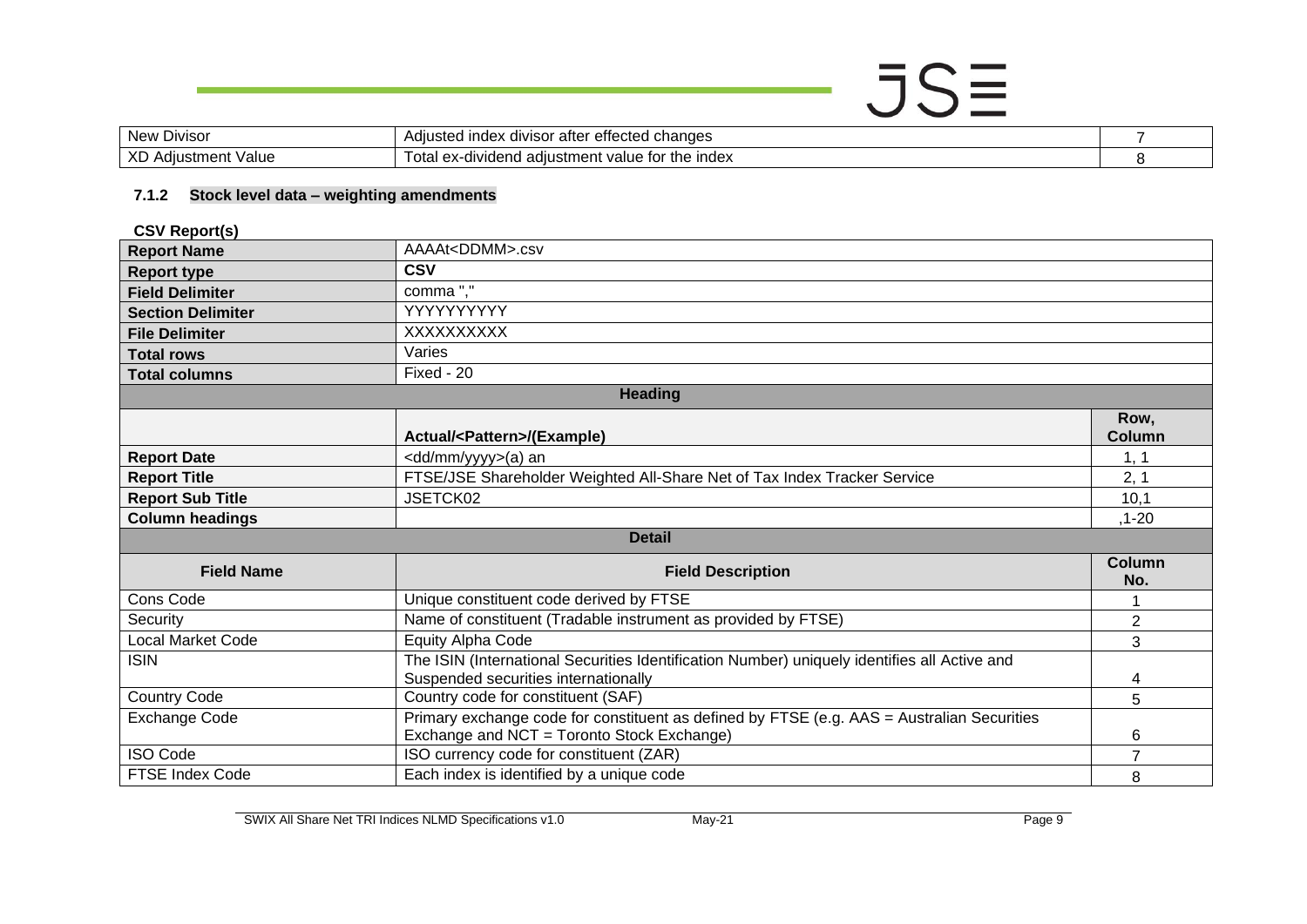| New Divisor | Adjusted index divisor after effected changes | 7 |
|---|---|---|
| XD Adjustment Value | Total ex-dividend adjustment value for the index | 8 |

### 7.1.2 Stock level data – weighting amendments

**CSV Report(s)**

| **Report Name** | AAAAt<DDMM>.csv | |
|---|---|---|
| **Report type** | **CSV** | |
| **Field Delimiter** | comma "," | |
| **Section Delimiter** | YYYYYYYYYY | |
| **File Delimiter** | XXXXXXXXXX | |
| **Total rows** | Varies | |
| **Total columns** | Fixed - 20 | |
| | **Heading** | |
| | **Actual/<Pattern>/(Example)** | **Row, Column** |
| **Report Date** | <dd/mm/yyyy>(a) an | 1, 1 |
| **Report Title** | FTSE/JSE Shareholder Weighted All-Share Net of Tax Index Tracker Service | 2, 1 |
| **Report Sub Title** | JSETCK02 | 10,1 |
| **Column headings** | | ,1-20 |
| | **Detail** | |
| **Field Name** | **Field Description** | **Column No.** |
| Cons Code | Unique constituent code derived by FTSE | 1 |
| Security | Name of constituent (Tradable instrument as provided by FTSE) | 2 |
| Local Market Code | Equity Alpha Code | 3 |
| ISIN | The ISIN (International Securities Identification Number) uniquely identifies all Active and Suspended securities internationally | 4 |
| Country Code | Country code for constituent (SAF) | 5 |
| Exchange Code | Primary exchange code for constituent as defined by FTSE (e.g. AAS = Australian Securities Exchange and NCT = Toronto Stock Exchange) | 6 |
| ISO Code | ISO currency code for constituent (ZAR) | 7 |
| FTSE Index Code | Each index is identified by a unique code | 8 |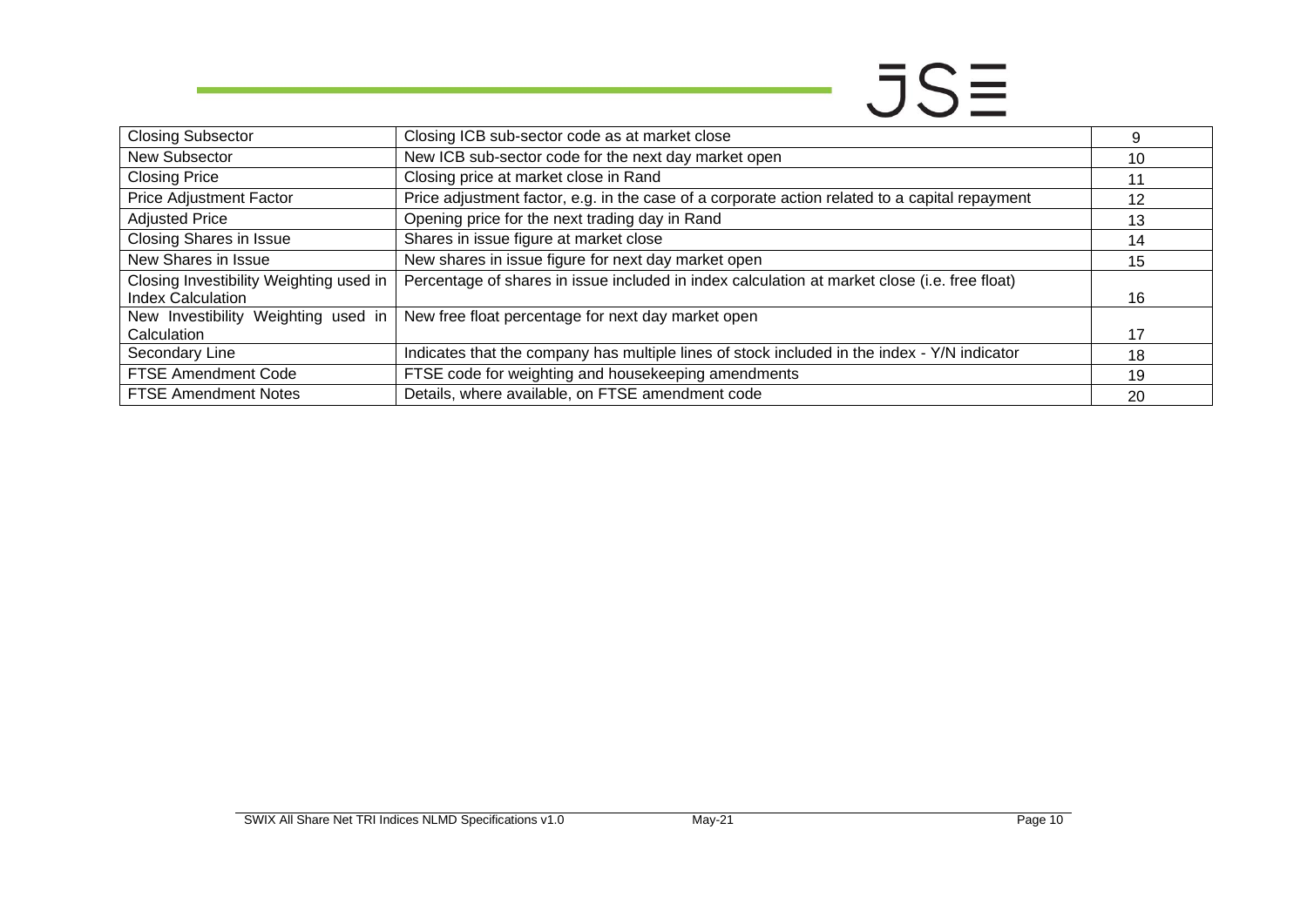| | | |
|---|---|---|
| Closing Subsector | Closing ICB sub-sector code as at market close | 9 |
| New Subsector | New ICB sub-sector code for the next day market open | 10 |
| Closing Price | Closing price at market close in Rand | 11 |
| Price Adjustment Factor | Price adjustment factor, e.g. in the case of a corporate action related to a capital repayment | 12 |
| Adjusted Price | Opening price for the next trading day in Rand | 13 |
| Closing Shares in Issue | Shares in issue figure at market close | 14 |
| New Shares in Issue | New shares in issue figure for next day market open | 15 |
| Closing Investibility Weighting used in Index Calculation | Percentage of shares in issue included in index calculation at market close (i.e. free float) | 16 |
| New Investibility Weighting used in Calculation | New free float percentage for next day market open | 17 |
| Secondary Line | Indicates that the company has multiple lines of stock included in the index - Y/N indicator | 18 |
| FTSE Amendment Code | FTSE code for weighting and housekeeping amendments | 19 |
| FTSE Amendment Notes | Details, where available, on FTSE amendment code | 20 |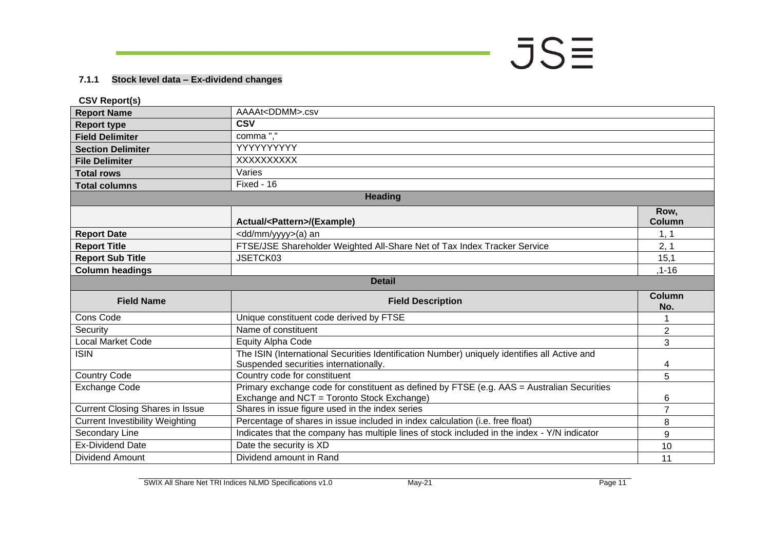#### 7.1.1 Stock level data – Ex-dividend changes

**CSV Report(s)**

| **Report Name** | AAAAt<DDMM>.csv | |
|---|---|---|
| **Report type** | **CSV** | |
| **Field Delimiter** | comma "," | |
| **Section Delimiter** | YYYYYYYYYY | |
| **File Delimiter** | XXXXXXXXXX | |
| **Total rows** | Varies | |
| **Total columns** | Fixed - 16 | |
| **Heading** | | |
| | **Actual/<Pattern>/(Example)** | **Row, Column** |
| **Report Date** | <dd/mm/yyyy>(a) an | 1, 1 |
| **Report Title** | FTSE/JSE Shareholder Weighted All-Share Net of Tax Index Tracker Service | 2, 1 |
| **Report Sub Title** | JSETCK03 | 15,1 |
| **Column headings** | | ,1-16 |
| **Detail** | | |
| **Field Name** | **Field Description** | **Column No.** |
| Cons Code | Unique constituent code derived by FTSE | 1 |
| Security | Name of constituent | 2 |
| Local Market Code | Equity Alpha Code | 3 |
| ISIN | The ISIN (International Securities Identification Number) uniquely identifies all Active and Suspended securities internationally. | 4 |
| Country Code | Country code for constituent | 5 |
| Exchange Code | Primary exchange code for constituent as defined by FTSE (e.g. AAS = Australian Securities Exchange and NCT = Toronto Stock Exchange) | 6 |
| Current Closing Shares in Issue | Shares in issue figure used in the index series | 7 |
| Current Investibility Weighting | Percentage of shares in issue included in index calculation (i.e. free float) | 8 |
| Secondary Line | Indicates that the company has multiple lines of stock included in the index - Y/N indicator | 9 |
| Ex-Dividend Date | Date the security is XD | 10 |
| Dividend Amount | Dividend amount in Rand | 11 |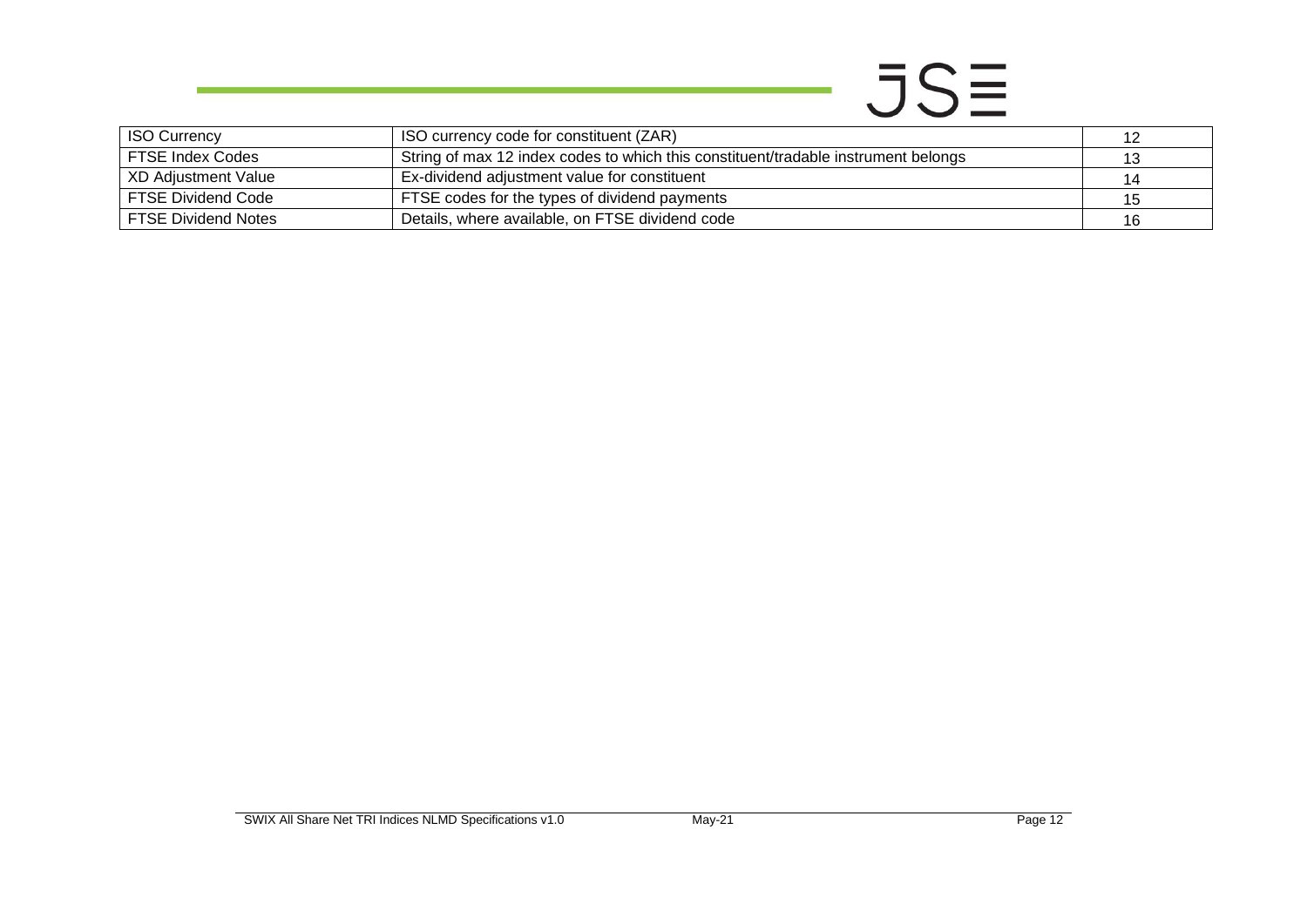| | | |
|---|---|---|
| ISO Currency | ISO currency code for constituent (ZAR) | 12 |
| FTSE Index Codes | String of max 12 index codes to which this constituent/tradable instrument belongs | 13 |
| XD Adjustment Value | Ex-dividend adjustment value for constituent | 14 |
| FTSE Dividend Code | FTSE codes for the types of dividend payments | 15 |
| FTSE Dividend Notes | Details, where available, on FTSE dividend code | 16 |